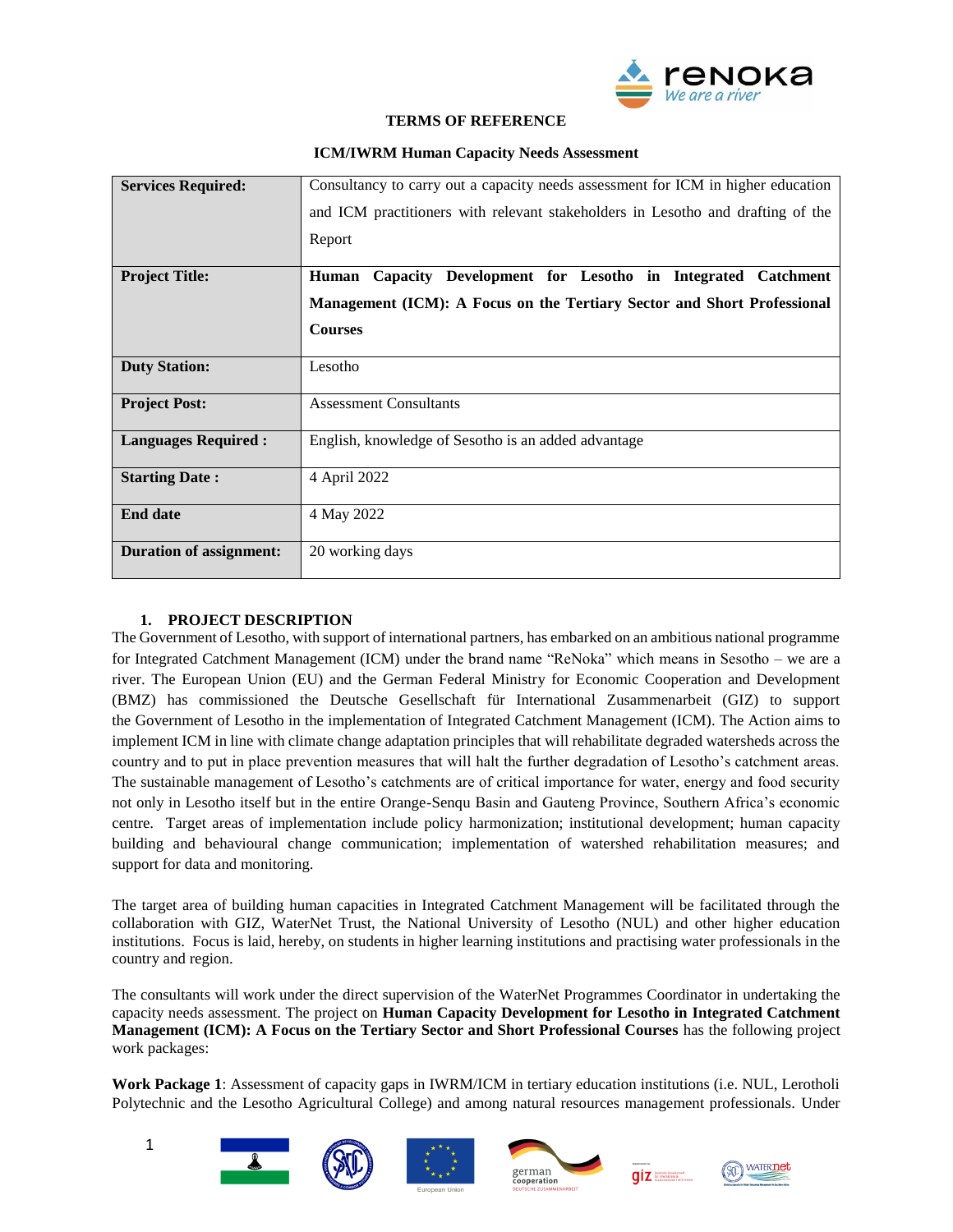**TERMS OF REFERENCE**

**ICM/IWRM Human Capacity Needs Assessment**

| **Services Required:** | Consultancy to carry out a capacity needs assessment for ICM in higher education and ICM practitioners with relevant stakeholders in Lesotho and drafting of the Report |
|---|---|
| **Project Title:** | **Human Capacity Development for Lesotho in Integrated Catchment Management (ICM): A Focus on the Tertiary Sector and Short Professional Courses** |
| **Duty Station:** | Lesotho |
| **Project Post:** | Assessment Consultants |
| **Languages Required :** | English, knowledge of Sesotho is an added advantage |
| **Starting Date :** | 4 April 2022 |
| **End date** | 4 May 2022 |
| **Duration of assignment:** | 20 working days |

## 1. PROJECT DESCRIPTION

The Government of Lesotho, with support of international partners, has embarked on an ambitious national programme for Integrated Catchment Management (ICM) under the brand name "ReNoka" which means in Sesotho – we are a river. The European Union (EU) and the German Federal Ministry for Economic Cooperation and Development (BMZ) has commissioned the Deutsche Gesellschaft für International Zusammenarbeit (GIZ) to support the Government of Lesotho in the implementation of Integrated Catchment Management (ICM). The Action aims to implement ICM in line with climate change adaptation principles that will rehabilitate degraded watersheds across the country and to put in place prevention measures that will halt the further degradation of Lesotho's catchment areas. The sustainable management of Lesotho's catchments are of critical importance for water, energy and food security not only in Lesotho itself but in the entire Orange-Senqu Basin and Gauteng Province, Southern Africa's economic centre. Target areas of implementation include policy harmonization; institutional development; human capacity building and behavioural change communication; implementation of watershed rehabilitation measures; and support for data and monitoring.

The target area of building human capacities in Integrated Catchment Management will be facilitated through the collaboration with GIZ, WaterNet Trust, the National University of Lesotho (NUL) and other higher education institutions. Focus is laid, hereby, on students in higher learning institutions and practising water professionals in the country and region.

The consultants will work under the direct supervision of the WaterNet Programmes Coordinator in undertaking the capacity needs assessment. The project on **Human Capacity Development for Lesotho in Integrated Catchment Management (ICM): A Focus on the Tertiary Sector and Short Professional Courses** has the following project work packages:

**Work Package 1**: Assessment of capacity gaps in IWRM/ICM in tertiary education institutions (i.e. NUL, Lerotholi Polytechnic and the Lesotho Agricultural College) and among natural resources management professionals. Under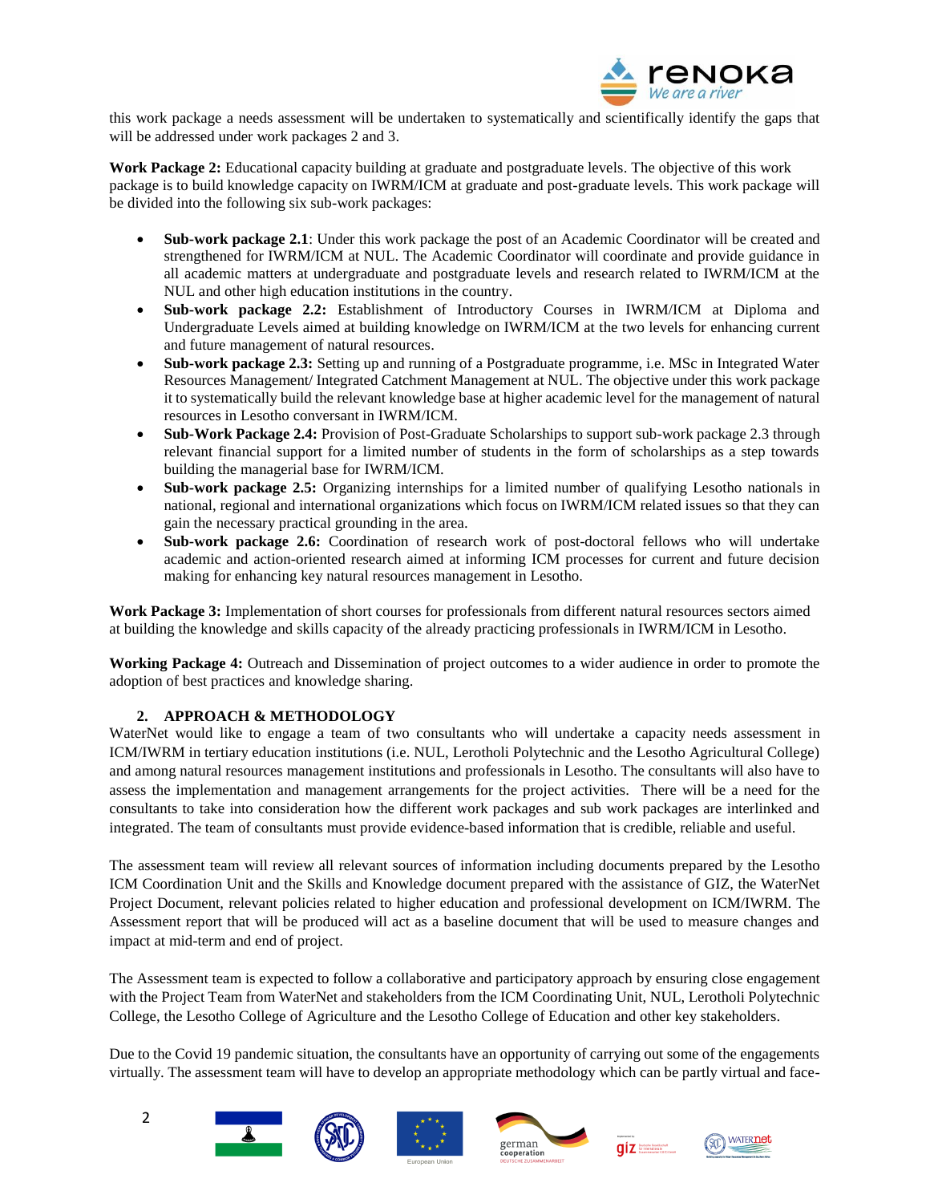this work package a needs assessment will be undertaken to systematically and scientifically identify the gaps that will be addressed under work packages 2 and 3.

**Work Package 2:** Educational capacity building at graduate and postgraduate levels. The objective of this work package is to build knowledge capacity on IWRM/ICM at graduate and post-graduate levels. This work package will be divided into the following six sub-work packages:

- **Sub-work package 2.1**: Under this work package the post of an Academic Coordinator will be created and strengthened for IWRM/ICM at NUL. The Academic Coordinator will coordinate and provide guidance in all academic matters at undergraduate and postgraduate levels and research related to IWRM/ICM at the NUL and other high education institutions in the country.
- **Sub-work package 2.2:** Establishment of Introductory Courses in IWRM/ICM at Diploma and Undergraduate Levels aimed at building knowledge on IWRM/ICM at the two levels for enhancing current and future management of natural resources.
- **Sub-work package 2.3:** Setting up and running of a Postgraduate programme, i.e. MSc in Integrated Water Resources Management/ Integrated Catchment Management at NUL. The objective under this work package it to systematically build the relevant knowledge base at higher academic level for the management of natural resources in Lesotho conversant in IWRM/ICM.
- **Sub-Work Package 2.4:** Provision of Post-Graduate Scholarships to support sub-work package 2.3 through relevant financial support for a limited number of students in the form of scholarships as a step towards building the managerial base for IWRM/ICM.
- **Sub-work package 2.5:** Organizing internships for a limited number of qualifying Lesotho nationals in national, regional and international organizations which focus on IWRM/ICM related issues so that they can gain the necessary practical grounding in the area.
- **Sub-work package 2.6:** Coordination of research work of post-doctoral fellows who will undertake academic and action-oriented research aimed at informing ICM processes for current and future decision making for enhancing key natural resources management in Lesotho.

**Work Package 3:** Implementation of short courses for professionals from different natural resources sectors aimed at building the knowledge and skills capacity of the already practicing professionals in IWRM/ICM in Lesotho.

**Working Package 4:** Outreach and Dissemination of project outcomes to a wider audience in order to promote the adoption of best practices and knowledge sharing.

## 2. APPROACH & METHODOLOGY

WaterNet would like to engage a team of two consultants who will undertake a capacity needs assessment in ICM/IWRM in tertiary education institutions (i.e. NUL, Lerotholi Polytechnic and the Lesotho Agricultural College) and among natural resources management institutions and professionals in Lesotho. The consultants will also have to assess the implementation and management arrangements for the project activities. There will be a need for the consultants to take into consideration how the different work packages and sub work packages are interlinked and integrated. The team of consultants must provide evidence-based information that is credible, reliable and useful.

The assessment team will review all relevant sources of information including documents prepared by the Lesotho ICM Coordination Unit and the Skills and Knowledge document prepared with the assistance of GIZ, the WaterNet Project Document, relevant policies related to higher education and professional development on ICM/IWRM. The Assessment report that will be produced will act as a baseline document that will be used to measure changes and impact at mid-term and end of project.

The Assessment team is expected to follow a collaborative and participatory approach by ensuring close engagement with the Project Team from WaterNet and stakeholders from the ICM Coordinating Unit, NUL, Lerotholi Polytechnic College, the Lesotho College of Agriculture and the Lesotho College of Education and other key stakeholders.

Due to the Covid 19 pandemic situation, the consultants have an opportunity of carrying out some of the engagements virtually. The assessment team will have to develop an appropriate methodology which can be partly virtual and face-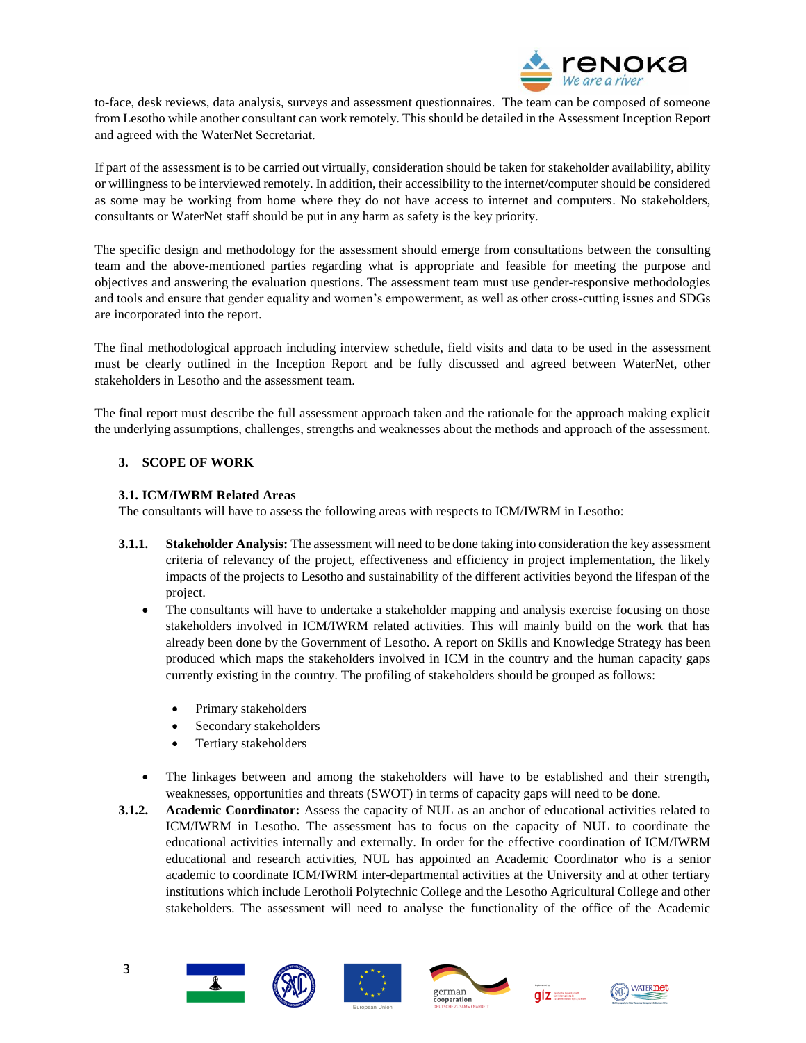to-face, desk reviews, data analysis, surveys and assessment questionnaires. The team can be composed of someone from Lesotho while another consultant can work remotely. This should be detailed in the Assessment Inception Report and agreed with the WaterNet Secretariat.

If part of the assessment is to be carried out virtually, consideration should be taken for stakeholder availability, ability or willingness to be interviewed remotely. In addition, their accessibility to the internet/computer should be considered as some may be working from home where they do not have access to internet and computers. No stakeholders, consultants or WaterNet staff should be put in any harm as safety is the key priority.

The specific design and methodology for the assessment should emerge from consultations between the consulting team and the above-mentioned parties regarding what is appropriate and feasible for meeting the purpose and objectives and answering the evaluation questions. The assessment team must use gender-responsive methodologies and tools and ensure that gender equality and women's empowerment, as well as other cross-cutting issues and SDGs are incorporated into the report.

The final methodological approach including interview schedule, field visits and data to be used in the assessment must be clearly outlined in the Inception Report and be fully discussed and agreed between WaterNet, other stakeholders in Lesotho and the assessment team.

The final report must describe the full assessment approach taken and the rationale for the approach making explicit the underlying assumptions, challenges, strengths and weaknesses about the methods and approach of the assessment.

## 3. SCOPE OF WORK

### 3.1. ICM/IWRM Related Areas

The consultants will have to assess the following areas with respects to ICM/IWRM in Lesotho:

**3.1.1. Stakeholder Analysis:** The assessment will need to be done taking into consideration the key assessment criteria of relevancy of the project, effectiveness and efficiency in project implementation, the likely impacts of the projects to Lesotho and sustainability of the different activities beyond the lifespan of the project.

- The consultants will have to undertake a stakeholder mapping and analysis exercise focusing on those stakeholders involved in ICM/IWRM related activities. This will mainly build on the work that has already been done by the Government of Lesotho. A report on Skills and Knowledge Strategy has been produced which maps the stakeholders involved in ICM in the country and the human capacity gaps currently existing in the country. The profiling of stakeholders should be grouped as follows:
  - Primary stakeholders
  - Secondary stakeholders
  - Tertiary stakeholders
- The linkages between and among the stakeholders will have to be established and their strength, weaknesses, opportunities and threats (SWOT) in terms of capacity gaps will need to be done.

**3.1.2. Academic Coordinator:** Assess the capacity of NUL as an anchor of educational activities related to ICM/IWRM in Lesotho. The assessment has to focus on the capacity of NUL to coordinate the educational activities internally and externally. In order for the effective coordination of ICM/IWRM educational and research activities, NUL has appointed an Academic Coordinator who is a senior academic to coordinate ICM/IWRM inter-departmental activities at the University and at other tertiary institutions which include Lerotholi Polytechnic College and the Lesotho Agricultural College and other stakeholders. The assessment will need to analyse the functionality of the office of the Academic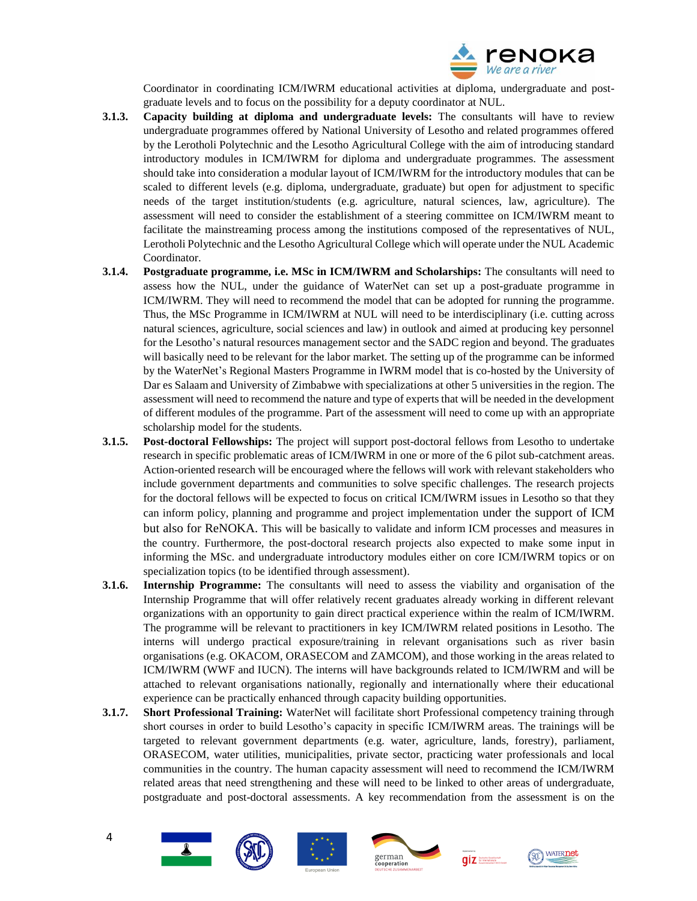Coordinator in coordinating ICM/IWRM educational activities at diploma, undergraduate and post-graduate levels and to focus on the possibility for a deputy coordinator at NUL.

**3.1.3. Capacity building at diploma and undergraduate levels:** The consultants will have to review undergraduate programmes offered by National University of Lesotho and related programmes offered by the Lerotholi Polytechnic and the Lesotho Agricultural College with the aim of introducing standard introductory modules in ICM/IWRM for diploma and undergraduate programmes. The assessment should take into consideration a modular layout of ICM/IWRM for the introductory modules that can be scaled to different levels (e.g. diploma, undergraduate, graduate) but open for adjustment to specific needs of the target institution/students (e.g. agriculture, natural sciences, law, agriculture). The assessment will need to consider the establishment of a steering committee on ICM/IWRM meant to facilitate the mainstreaming process among the institutions composed of the representatives of NUL, Lerotholi Polytechnic and the Lesotho Agricultural College which will operate under the NUL Academic Coordinator.

**3.1.4. Postgraduate programme, i.e. MSc in ICM/IWRM and Scholarships:** The consultants will need to assess how the NUL, under the guidance of WaterNet can set up a post-graduate programme in ICM/IWRM. They will need to recommend the model that can be adopted for running the programme. Thus, the MSc Programme in ICM/IWRM at NUL will need to be interdisciplinary (i.e. cutting across natural sciences, agriculture, social sciences and law) in outlook and aimed at producing key personnel for the Lesotho's natural resources management sector and the SADC region and beyond. The graduates will basically need to be relevant for the labor market. The setting up of the programme can be informed by the WaterNet's Regional Masters Programme in IWRM model that is co-hosted by the University of Dar es Salaam and University of Zimbabwe with specializations at other 5 universities in the region. The assessment will need to recommend the nature and type of experts that will be needed in the development of different modules of the programme. Part of the assessment will need to come up with an appropriate scholarship model for the students.

**3.1.5. Post-doctoral Fellowships:** The project will support post-doctoral fellows from Lesotho to undertake research in specific problematic areas of ICM/IWRM in one or more of the 6 pilot sub-catchment areas. Action-oriented research will be encouraged where the fellows will work with relevant stakeholders who include government departments and communities to solve specific challenges. The research projects for the doctoral fellows will be expected to focus on critical ICM/IWRM issues in Lesotho so that they can inform policy, planning and programme and project implementation under the support of ICM but also for ReNOKA. This will be basically to validate and inform ICM processes and measures in the country. Furthermore, the post-doctoral research projects also expected to make some input in informing the MSc. and undergraduate introductory modules either on core ICM/IWRM topics or on specialization topics (to be identified through assessment).

**3.1.6. Internship Programme:** The consultants will need to assess the viability and organisation of the Internship Programme that will offer relatively recent graduates already working in different relevant organizations with an opportunity to gain direct practical experience within the realm of ICM/IWRM. The programme will be relevant to practitioners in key ICM/IWRM related positions in Lesotho. The interns will undergo practical exposure/training in relevant organisations such as river basin organisations (e.g. OKACOM, ORASECOM and ZAMCOM), and those working in the areas related to ICM/IWRM (WWF and IUCN). The interns will have backgrounds related to ICM/IWRM and will be attached to relevant organisations nationally, regionally and internationally where their educational experience can be practically enhanced through capacity building opportunities.

**3.1.7. Short Professional Training:** WaterNet will facilitate short Professional competency training through short courses in order to build Lesotho's capacity in specific ICM/IWRM areas. The trainings will be targeted to relevant government departments (e.g. water, agriculture, lands, forestry), parliament, ORASECOM, water utilities, municipalities, private sector, practicing water professionals and local communities in the country. The human capacity assessment will need to recommend the ICM/IWRM related areas that need strengthening and these will need to be linked to other areas of undergraduate, postgraduate and post-doctoral assessments. A key recommendation from the assessment is on the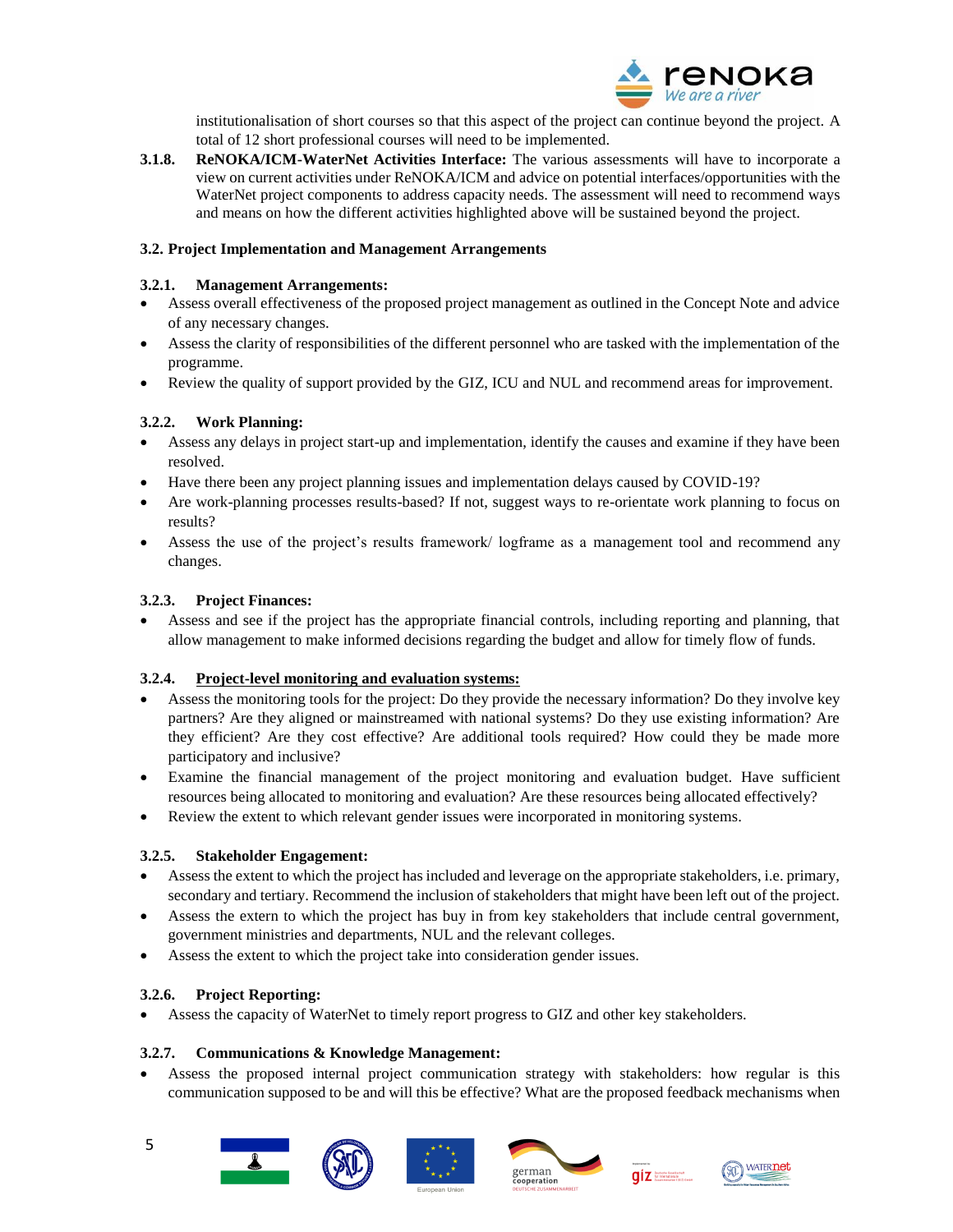institutionalisation of short courses so that this aspect of the project can continue beyond the project. A total of 12 short professional courses will need to be implemented.

**3.1.8. ReNOKA/ICM-WaterNet Activities Interface:** The various assessments will have to incorporate a view on current activities under ReNOKA/ICM and advice on potential interfaces/opportunities with the WaterNet project components to address capacity needs. The assessment will need to recommend ways and means on how the different activities highlighted above will be sustained beyond the project.

### 3.2. Project Implementation and Management Arrangements

#### 3.2.1. Management Arrangements:

- Assess overall effectiveness of the proposed project management as outlined in the Concept Note and advice of any necessary changes.
- Assess the clarity of responsibilities of the different personnel who are tasked with the implementation of the programme.
- Review the quality of support provided by the GIZ, ICU and NUL and recommend areas for improvement.

#### 3.2.2. Work Planning:

- Assess any delays in project start-up and implementation, identify the causes and examine if they have been resolved.
- Have there been any project planning issues and implementation delays caused by COVID-19?
- Are work-planning processes results-based? If not, suggest ways to re-orientate work planning to focus on results?
- Assess the use of the project's results framework/ logframe as a management tool and recommend any changes.

#### 3.2.3. Project Finances:

- Assess and see if the project has the appropriate financial controls, including reporting and planning, that allow management to make informed decisions regarding the budget and allow for timely flow of funds.

#### 3.2.4. Project-level monitoring and evaluation systems:

- Assess the monitoring tools for the project: Do they provide the necessary information? Do they involve key partners? Are they aligned or mainstreamed with national systems? Do they use existing information? Are they efficient? Are they cost effective? Are additional tools required? How could they be made more participatory and inclusive?
- Examine the financial management of the project monitoring and evaluation budget. Have sufficient resources being allocated to monitoring and evaluation? Are these resources being allocated effectively?
- Review the extent to which relevant gender issues were incorporated in monitoring systems.

#### 3.2.5. Stakeholder Engagement:

- Assess the extent to which the project has included and leverage on the appropriate stakeholders, i.e. primary, secondary and tertiary. Recommend the inclusion of stakeholders that might have been left out of the project.
- Assess the extern to which the project has buy in from key stakeholders that include central government, government ministries and departments, NUL and the relevant colleges.
- Assess the extent to which the project take into consideration gender issues.

#### 3.2.6. Project Reporting:

- Assess the capacity of WaterNet to timely report progress to GIZ and other key stakeholders.

#### 3.2.7. Communications & Knowledge Management:

- Assess the proposed internal project communication strategy with stakeholders: how regular is this communication supposed to be and will this be effective? What are the proposed feedback mechanisms when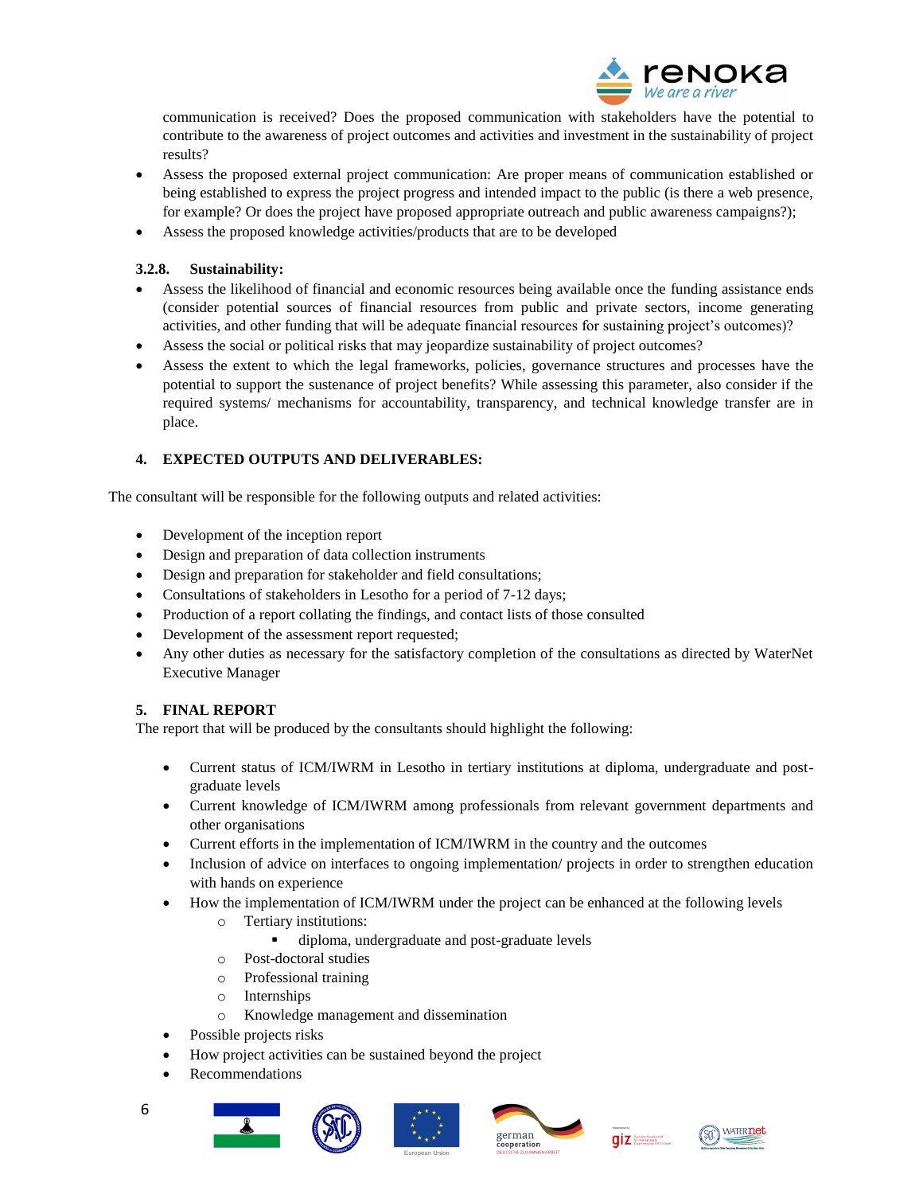communication is received? Does the proposed communication with stakeholders have the potential to contribute to the awareness of project outcomes and activities and investment in the sustainability of project results?

- Assess the proposed external project communication: Are proper means of communication established or being established to express the project progress and intended impact to the public (is there a web presence, for example? Or does the project have proposed appropriate outreach and public awareness campaigns?);
- Assess the proposed knowledge activities/products that are to be developed

### 3.2.8. Sustainability:

- Assess the likelihood of financial and economic resources being available once the funding assistance ends (consider potential sources of financial resources from public and private sectors, income generating activities, and other funding that will be adequate financial resources for sustaining project's outcomes)?
- Assess the social or political risks that may jeopardize sustainability of project outcomes?
- Assess the extent to which the legal frameworks, policies, governance structures and processes have the potential to support the sustenance of project benefits? While assessing this parameter, also consider if the required systems/ mechanisms for accountability, transparency, and technical knowledge transfer are in place.

## 4. EXPECTED OUTPUTS AND DELIVERABLES:

The consultant will be responsible for the following outputs and related activities:

- Development of the inception report
- Design and preparation of data collection instruments
- Design and preparation for stakeholder and field consultations;
- Consultations of stakeholders in Lesotho for a period of 7-12 days;
- Production of a report collating the findings, and contact lists of those consulted
- Development of the assessment report requested;
- Any other duties as necessary for the satisfactory completion of the consultations as directed by WaterNet Executive Manager

## 5. FINAL REPORT

The report that will be produced by the consultants should highlight the following:

- Current status of ICM/IWRM in Lesotho in tertiary institutions at diploma, undergraduate and post-graduate levels
- Current knowledge of ICM/IWRM among professionals from relevant government departments and other organisations
- Current efforts in the implementation of ICM/IWRM in the country and the outcomes
- Inclusion of advice on interfaces to ongoing implementation/ projects in order to strengthen education with hands on experience
- How the implementation of ICM/IWRM under the project can be enhanced at the following levels
  - Tertiary institutions:
    - diploma, undergraduate and post-graduate levels
  - Post-doctoral studies
  - Professional training
  - Internships
  - Knowledge management and dissemination
- Possible projects risks
- How project activities can be sustained beyond the project
- Recommendations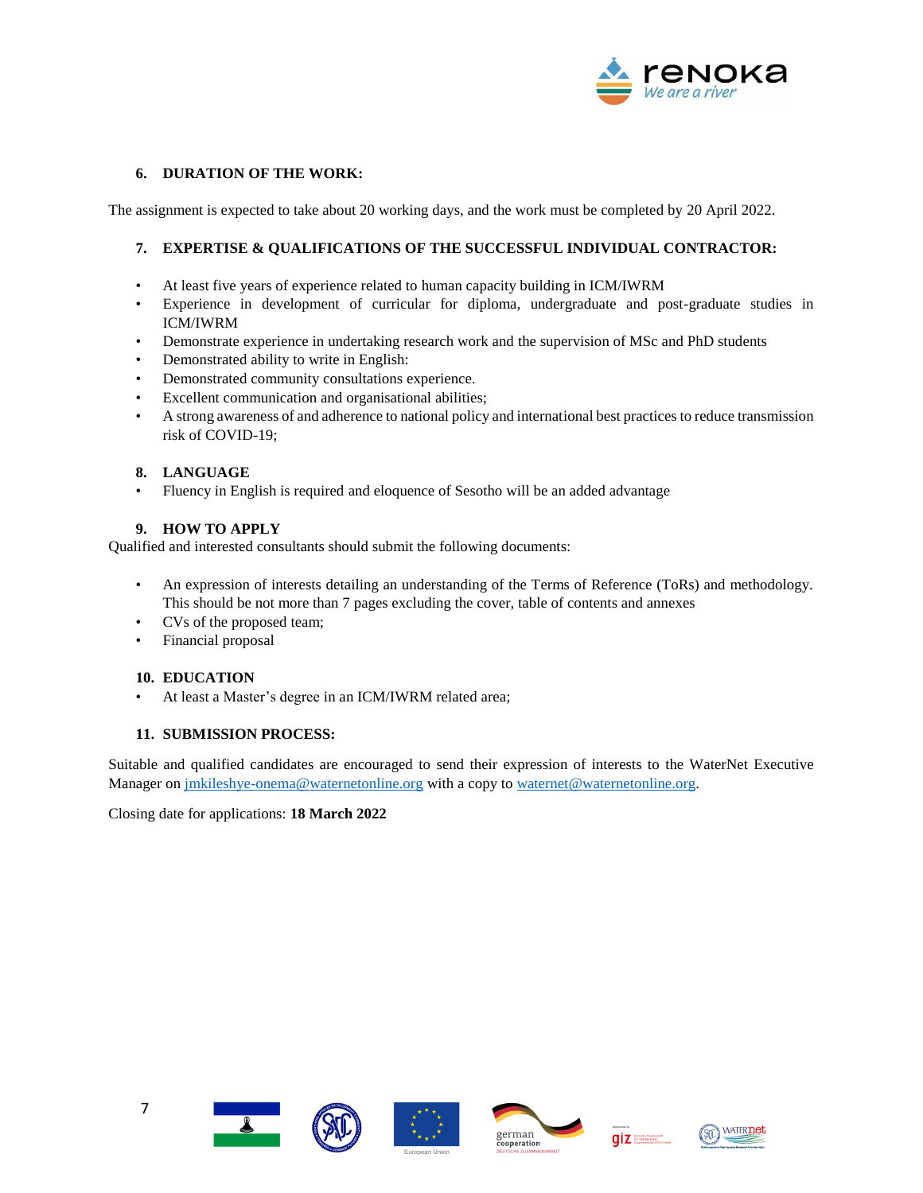## 6. DURATION OF THE WORK:

The assignment is expected to take about 20 working days, and the work must be completed by 20 April 2022.

## 7. EXPERTISE & QUALIFICATIONS OF THE SUCCESSFUL INDIVIDUAL CONTRACTOR:

- At least five years of experience related to human capacity building in ICM/IWRM
- Experience in development of curricular for diploma, undergraduate and post-graduate studies in ICM/IWRM
- Demonstrate experience in undertaking research work and the supervision of MSc and PhD students
- Demonstrated ability to write in English:
- Demonstrated community consultations experience.
- Excellent communication and organisational abilities;
- A strong awareness of and adherence to national policy and international best practices to reduce transmission risk of COVID-19;

## 8. LANGUAGE

- Fluency in English is required and eloquence of Sesotho will be an added advantage

## 9. HOW TO APPLY

Qualified and interested consultants should submit the following documents:

- An expression of interests detailing an understanding of the Terms of Reference (ToRs) and methodology. This should be not more than 7 pages excluding the cover, table of contents and annexes
- CVs of the proposed team;
- Financial proposal

## 10. EDUCATION

- At least a Master's degree in an ICM/IWRM related area;

## 11. SUBMISSION PROCESS:

Suitable and qualified candidates are encouraged to send their expression of interests to the WaterNet Executive Manager on jmkileshye-onema@waternetonline.org with a copy to waternet@waternetonline.org.

Closing date for applications: **18 March 2022**